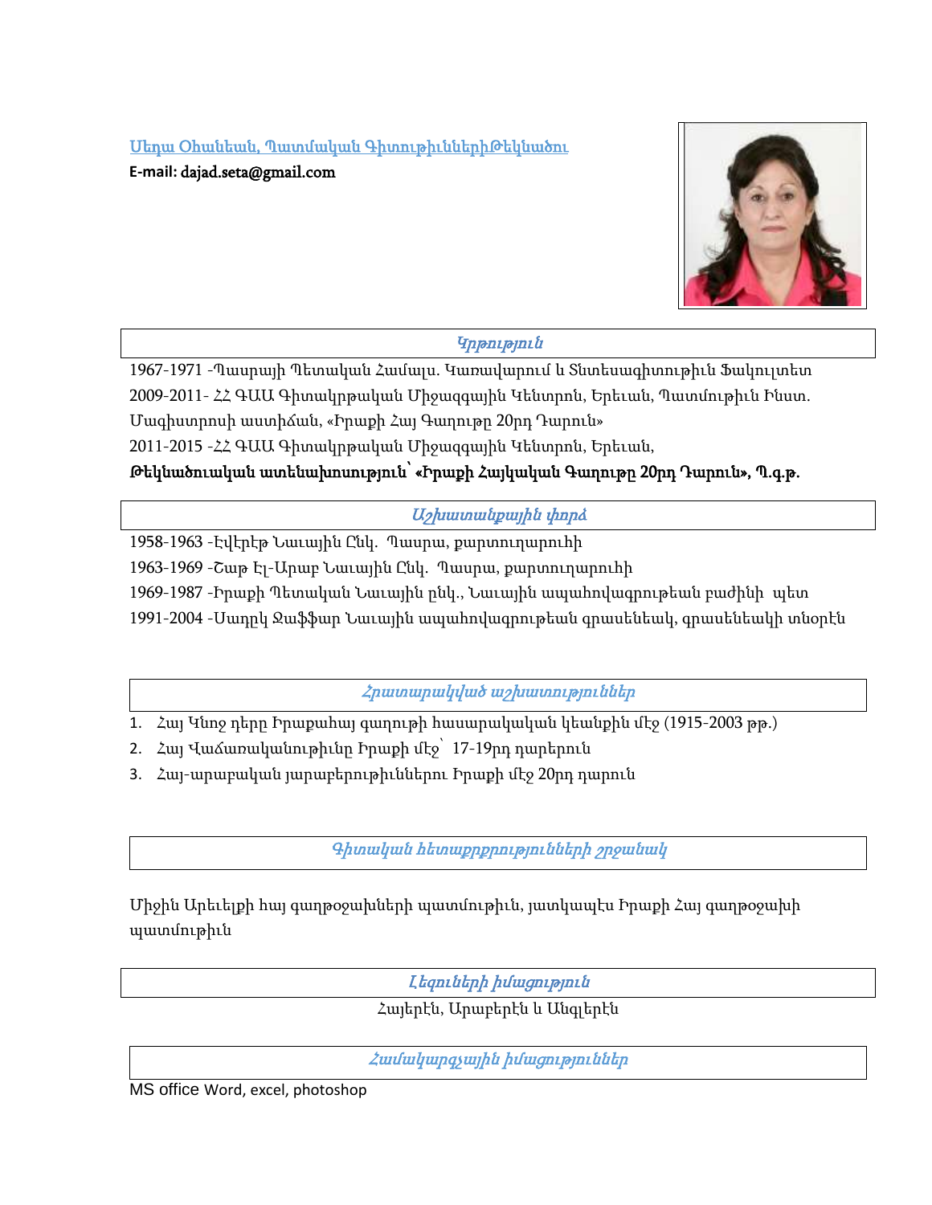Սեդա Օհաննեան, Պատմական Գիտութիւններիթեկնածու

**E-mail:** dajad.seta@gmail.com

## *Կրթություն*

1967-1971 -Պասրայի Պետական Համալս. Կառավարում և Տնտեսագիտութիւն Ֆակուլտետ

2009-2011- ՀՀ ԳԱԱ Գիտակրթական Միջազգային Կենտրոն, Երեւան, Պատմութիւն Ինստ. Մագիստրոսի աստիճան, «Իրաքի Հայ Գաղութը 20րդ Դարուն»

2011-2015 -ՀՀ ԳԱԱ Գիտակրթական Միջազգային Կենտրոն, Երեւան,

**Թեկնածուական ատենախոսություն՝ «Իրաքի Հայկական Գաղութը 20րդ Դարուն», Պ.գ.թ.**

## *Աշխատանքային փորձ*

1958-1963 -Էվէրէթ Նաւային Ընկ. Պասրա, քարտուղարուհի

1963-1969 -Շաթ Էլ-Արաբ Նաւային Ընկ. Պասրա, քարտուղարուհի

1969-1987 -Իրաքի Պետական Նաւային ընկ., Նաւային ապահովագրութեան բաժինի պետ

1991-2004 -Սաղըկ Ջաֆֆար Նաւային ապահովագրութեան գրասենեակ, գրասենեակի տնօրէն

## *Հրատարակված աշխատություններ*

1. Հայ Կնոջ դերը Իրաքահայ գաղութի հասարակական կեանքին մէջ (1915-2003 թթ.)
2. Հայ Վաճառականութիւնը Իրաքի մէջ՝ 17-19րդ դարերուն
3. Հայ-արաբական յարաբերութիւններու Իրաքի մէջ 20րդ դարուն

## *Գիտական հետաքրքրությունների շրջանակ*

Միջին Արեւելքի հայ գաղթօջախների պատմութիւն, յատկապէս Իրաքի Հայ գաղթօջախի պատմութիւն

## *Լեզուների իմացություն*

Հայերէն, Արաբերէն և Անգլերէն

## *Համակարգչային իմացություններ*

MS office Word, excel, photoshop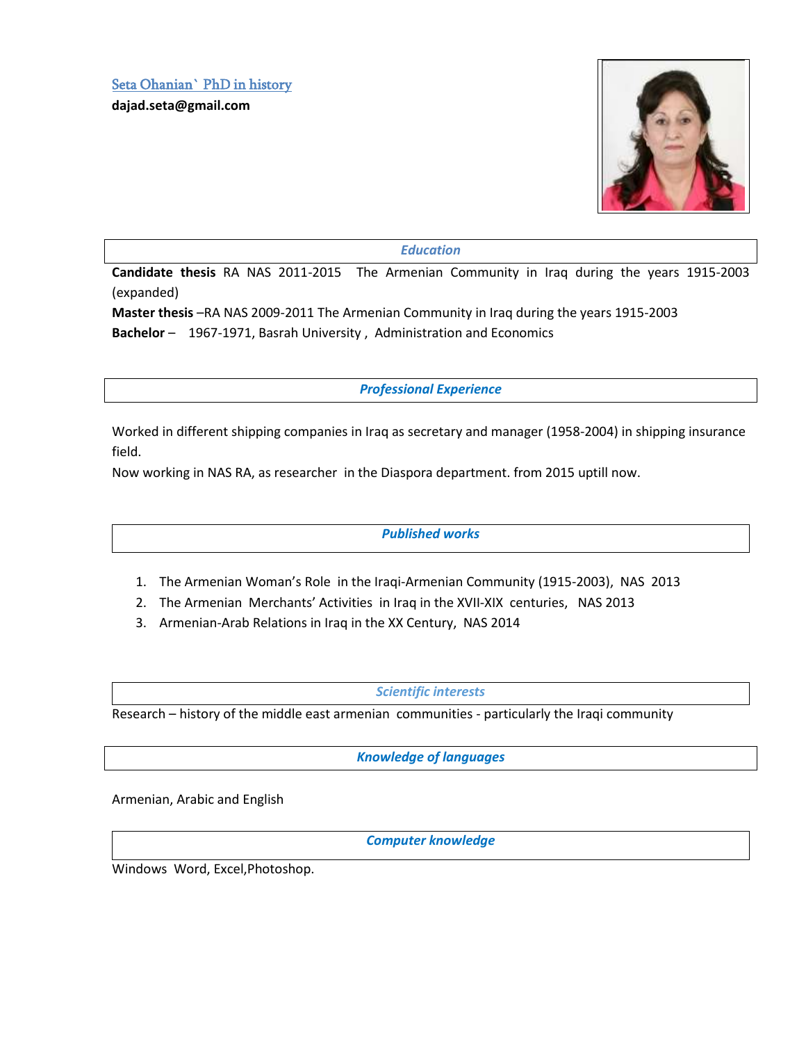Seta Ohanian` PhD in history

**dajad.seta@gmail.com**

## Education

**Candidate thesis** RA NAS 2011-2015 The Armenian Community in Iraq during the years 1915-2003 (expanded)

**Master thesis** –RA NAS 2009-2011 The Armenian Community in Iraq during the years 1915-2003

**Bachelor** – 1967-1971, Basrah University , Administration and Economics

## Professional Experience

Worked in different shipping companies in Iraq as secretary and manager (1958-2004) in shipping insurance field.

Now working in NAS RA, as researcher in the Diaspora department. from 2015 uptill now.

## Published works

1. The Armenian Woman's Role in the Iraqi-Armenian Community (1915-2003), NAS 2013
2. The Armenian Merchants' Activities in Iraq in the XVII-XIX centuries, NAS 2013
3. Armenian-Arab Relations in Iraq in the XX Century, NAS 2014

## Scientific interests

Research – history of the middle east armenian communities - particularly the Iraqi community

## Knowledge of languages

Armenian, Arabic and English

## Computer knowledge

Windows Word, Excel,Photoshop.